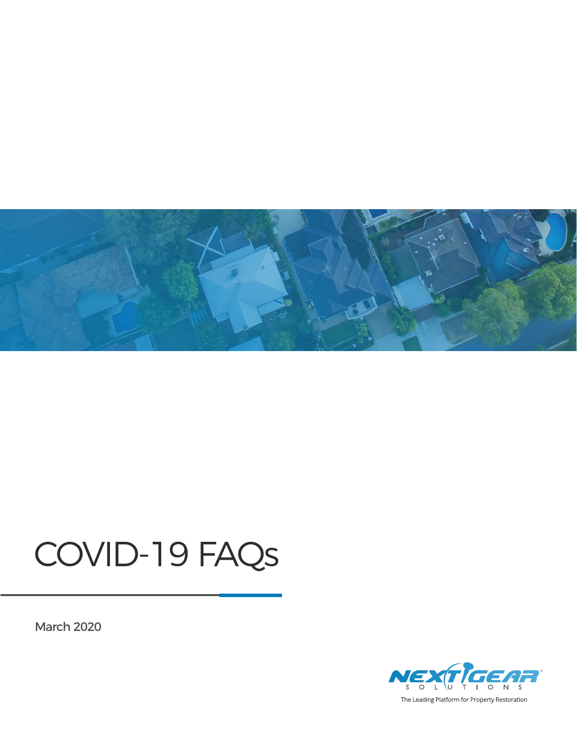# COVID-19 FAQs

March 2020

NEXTGEAR SOLUTIONS

The Leading Platform for Property Restoration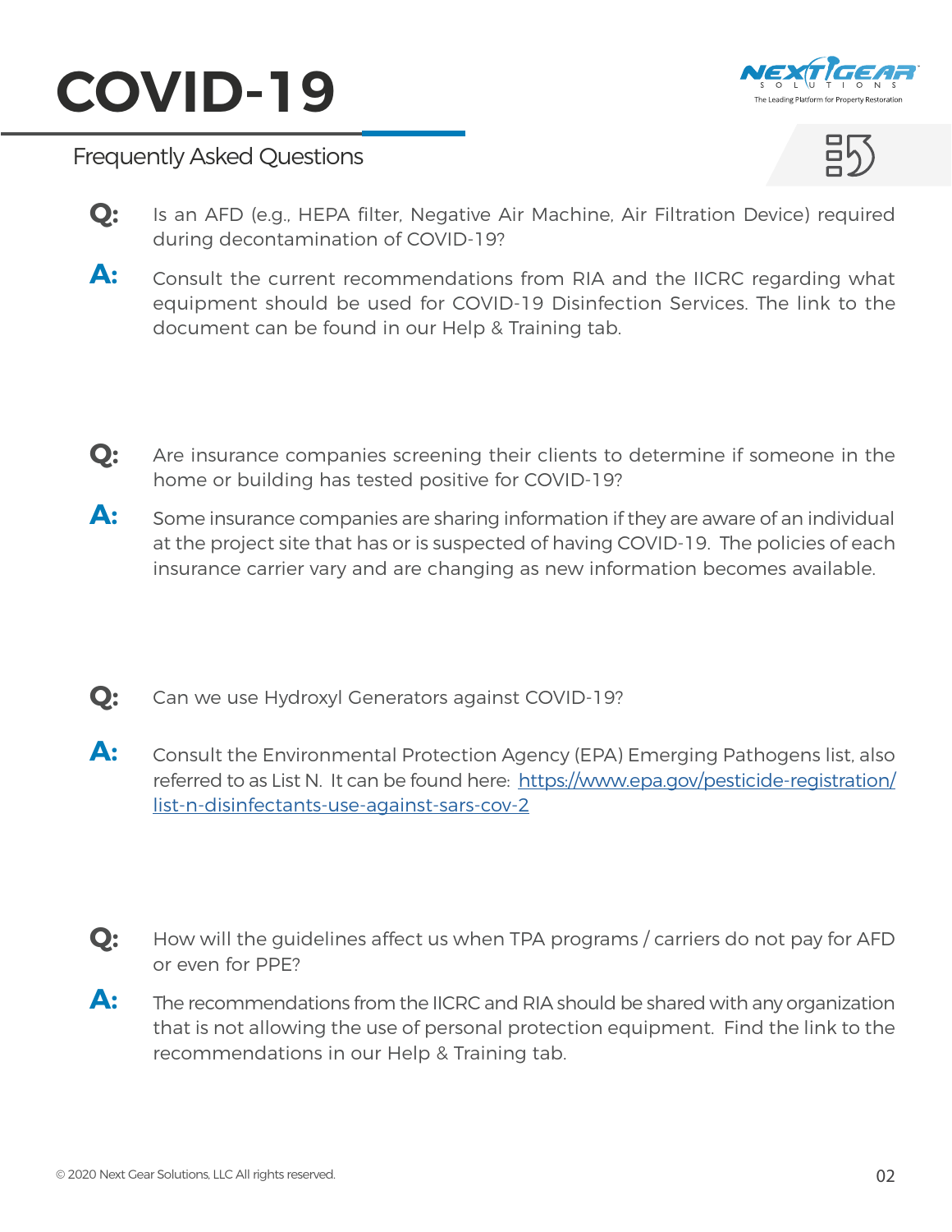# COVID-19

## Frequently Asked Questions

**Q:** Is an AFD (e.g., HEPA filter, Negative Air Machine, Air Filtration Device) required during decontamination of COVID-19?

**A:** Consult the current recommendations from RIA and the IICRC regarding what equipment should be used for COVID-19 Disinfection Services. The link to the document can be found in our Help & Training tab.

**Q:** Are insurance companies screening their clients to determine if someone in the home or building has tested positive for COVID-19?

**A:** Some insurance companies are sharing information if they are aware of an individual at the project site that has or is suspected of having COVID-19. The policies of each insurance carrier vary and are changing as new information becomes available.

**Q:** Can we use Hydroxyl Generators against COVID-19?

**A:** Consult the Environmental Protection Agency (EPA) Emerging Pathogens list, also referred to as List N. It can be found here: [https://www.epa.gov/pesticide-registration/list-n-disinfectants-use-against-sars-cov-2](https://www.epa.gov/pesticide-registration/list-n-disinfectants-use-against-sars-cov-2)

**Q:** How will the guidelines affect us when TPA programs / carriers do not pay for AFD or even for PPE?

**A:** The recommendations from the IICRC and RIA should be shared with any organization that is not allowing the use of personal protection equipment. Find the link to the recommendations in our Help & Training tab.

© 2020 Next Gear Solutions, LLC All rights reserved.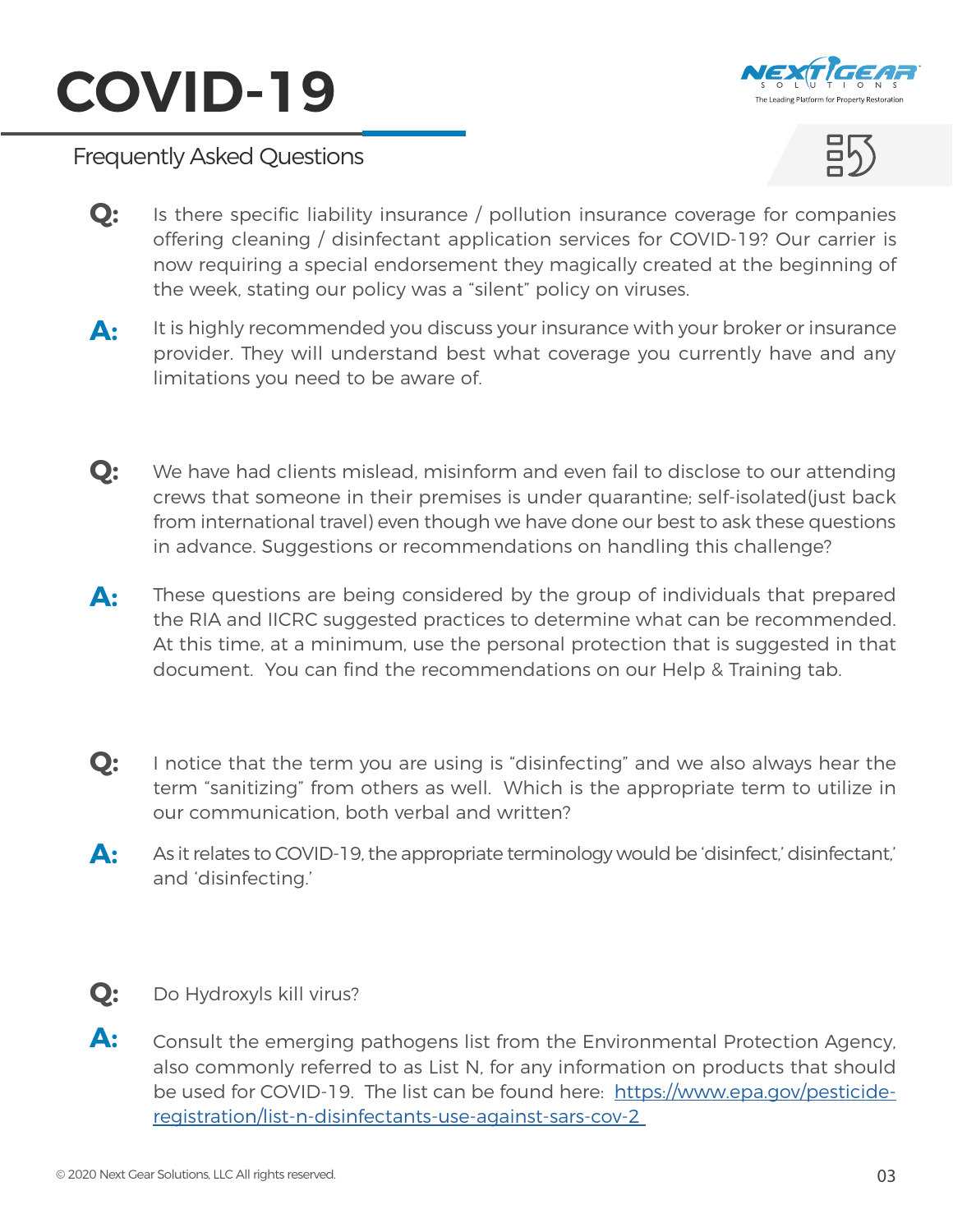# COVID-19

Frequently Asked Questions

**Q:** Is there specific liability insurance / pollution insurance coverage for companies offering cleaning / disinfectant application services for COVID-19? Our carrier is now requiring a special endorsement they magically created at the beginning of the week, stating our policy was a "silent" policy on viruses.

**A:** It is highly recommended you discuss your insurance with your broker or insurance provider. They will understand best what coverage you currently have and any limitations you need to be aware of.

**Q:** We have had clients mislead, misinform and even fail to disclose to our attending crews that someone in their premises is under quarantine; self-isolated(just back from international travel) even though we have done our best to ask these questions in advance. Suggestions or recommendations on handling this challenge?

**A:** These questions are being considered by the group of individuals that prepared the RIA and IICRC suggested practices to determine what can be recommended. At this time, at a minimum, use the personal protection that is suggested in that document. You can find the recommendations on our Help & Training tab.

**Q:** I notice that the term you are using is "disinfecting" and we also always hear the term "sanitizing" from others as well. Which is the appropriate term to utilize in our communication, both verbal and written?

**A:** As it relates to COVID-19, the appropriate terminology would be 'disinfect,' disinfectant,' and 'disinfecting.'

**Q:** Do Hydroxyls kill virus?

**A:** Consult the emerging pathogens list from the Environmental Protection Agency, also commonly referred to as List N, for any information on products that should be used for COVID-19. The list can be found here: [https://www.epa.gov/pesticide-registration/list-n-disinfectants-use-against-sars-cov-2](https://www.epa.gov/pesticide-registration/list-n-disinfectants-use-against-sars-cov-2)

© 2020 Next Gear Solutions, LLC All rights reserved.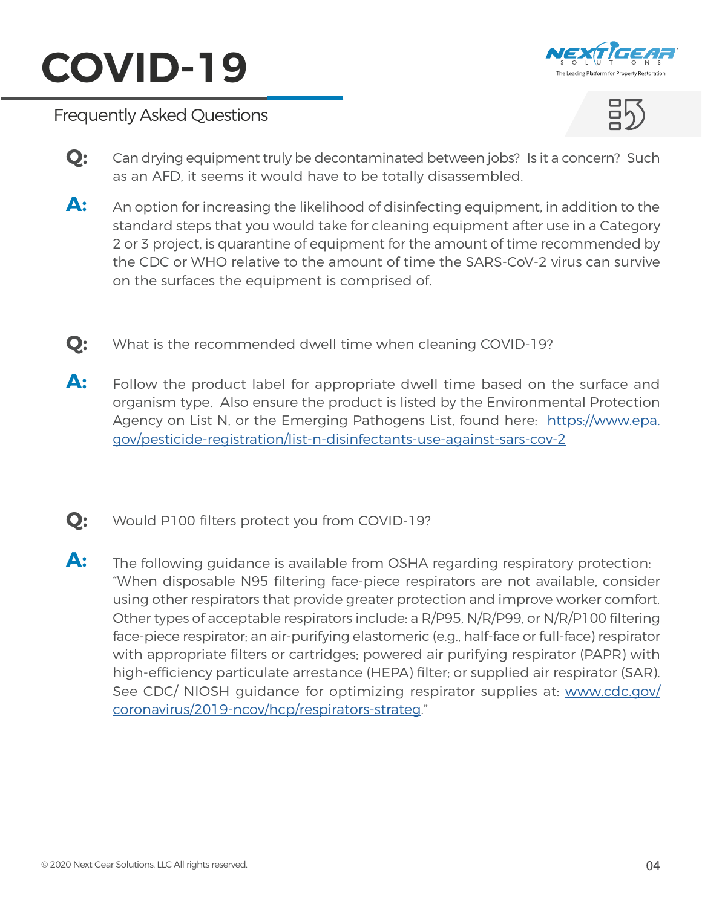# COVID-19

Frequently Asked Questions

**Q:** Can drying equipment truly be decontaminated between jobs? Is it a concern? Such as an AFD, it seems it would have to be totally disassembled.

**A:** An option for increasing the likelihood of disinfecting equipment, in addition to the standard steps that you would take for cleaning equipment after use in a Category 2 or 3 project, is quarantine of equipment for the amount of time recommended by the CDC or WHO relative to the amount of time the SARS-CoV-2 virus can survive on the surfaces the equipment is comprised of.

**Q:** What is the recommended dwell time when cleaning COVID-19?

**A:** Follow the product label for appropriate dwell time based on the surface and organism type. Also ensure the product is listed by the Environmental Protection Agency on List N, or the Emerging Pathogens List, found here: [https://www.epa.gov/pesticide-registration/list-n-disinfectants-use-against-sars-cov-2](https://www.epa.gov/pesticide-registration/list-n-disinfectants-use-against-sars-cov-2)

**Q:** Would P100 filters protect you from COVID-19?

**A:** The following guidance is available from OSHA regarding respiratory protection: "When disposable N95 filtering face-piece respirators are not available, consider using other respirators that provide greater protection and improve worker comfort. Other types of acceptable respirators include: a R/P95, N/R/P99, or N/R/P100 filtering face-piece respirator; an air-purifying elastomeric (e.g., half-face or full-face) respirator with appropriate filters or cartridges; powered air purifying respirator (PAPR) with high-efficiency particulate arrestance (HEPA) filter; or supplied air respirator (SAR). See CDC/ NIOSH guidance for optimizing respirator supplies at: [www.cdc.gov/coronavirus/2019-ncov/hcp/respirators-strateg](www.cdc.gov/coronavirus/2019-ncov/hcp/respirators-strateg)."

© 2020 Next Gear Solutions, LLC All rights reserved.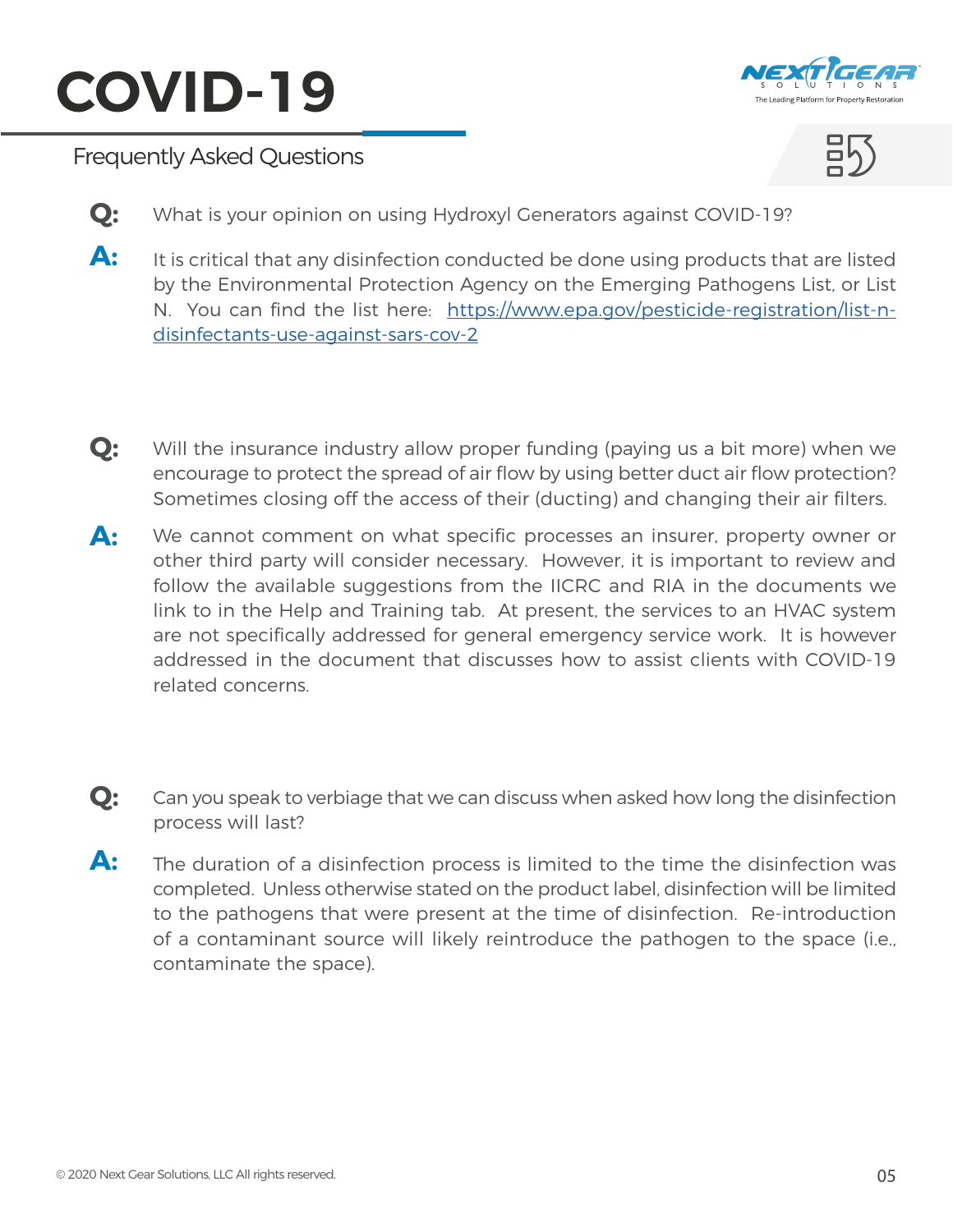# COVID-19

Frequently Asked Questions

**Q:** What is your opinion on using Hydroxyl Generators against COVID-19?

**A:** It is critical that any disinfection conducted be done using products that are listed by the Environmental Protection Agency on the Emerging Pathogens List, or List N. You can find the list here: [https://www.epa.gov/pesticide-registration/list-n-disinfectants-use-against-sars-cov-2](https://www.epa.gov/pesticide-registration/list-n-disinfectants-use-against-sars-cov-2)

**Q:** Will the insurance industry allow proper funding (paying us a bit more) when we encourage to protect the spread of air flow by using better duct air flow protection? Sometimes closing off the access of their (ducting) and changing their air filters.

**A:** We cannot comment on what specific processes an insurer, property owner or other third party will consider necessary. However, it is important to review and follow the available suggestions from the IICRC and RIA in the documents we link to in the Help and Training tab. At present, the services to an HVAC system are not specifically addressed for general emergency service work. It is however addressed in the document that discusses how to assist clients with COVID-19 related concerns.

**Q:** Can you speak to verbiage that we can discuss when asked how long the disinfection process will last?

**A:** The duration of a disinfection process is limited to the time the disinfection was completed. Unless otherwise stated on the product label, disinfection will be limited to the pathogens that were present at the time of disinfection. Re-introduction of a contaminant source will likely reintroduce the pathogen to the space (i.e., contaminate the space).

© 2020 Next Gear Solutions, LLC All rights reserved.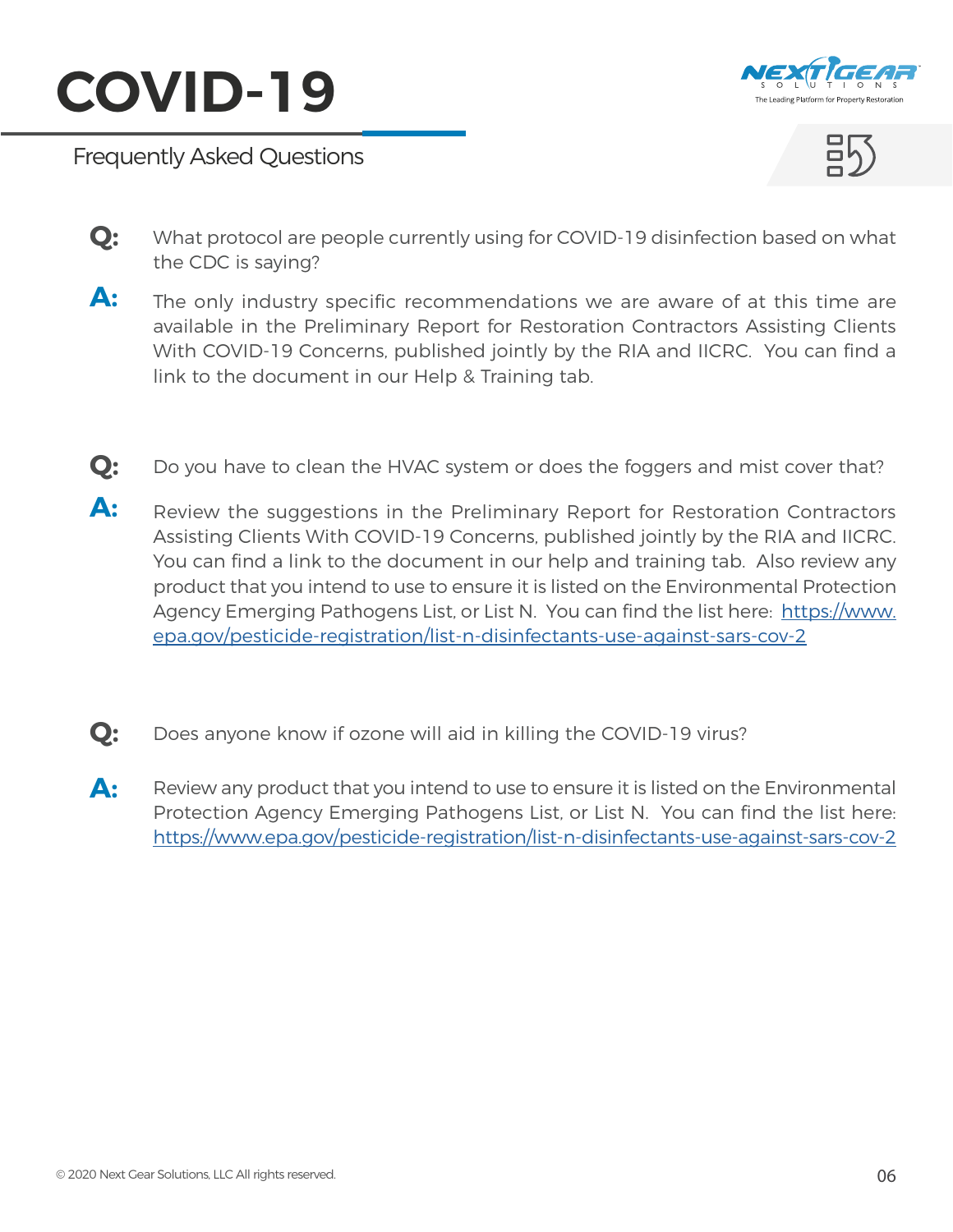# COVID-19

Frequently Asked Questions

**Q:** What protocol are people currently using for COVID-19 disinfection based on what the CDC is saying?

**A:** The only industry specific recommendations we are aware of at this time are available in the Preliminary Report for Restoration Contractors Assisting Clients With COVID-19 Concerns, published jointly by the RIA and IICRC. You can find a link to the document in our Help & Training tab.

**Q:** Do you have to clean the HVAC system or does the foggers and mist cover that?

**A:** Review the suggestions in the Preliminary Report for Restoration Contractors Assisting Clients With COVID-19 Concerns, published jointly by the RIA and IICRC. You can find a link to the document in our help and training tab. Also review any product that you intend to use to ensure it is listed on the Environmental Protection Agency Emerging Pathogens List, or List N. You can find the list here: [https://www.epa.gov/pesticide-registration/list-n-disinfectants-use-against-sars-cov-2](https://www.epa.gov/pesticide-registration/list-n-disinfectants-use-against-sars-cov-2)

**Q:** Does anyone know if ozone will aid in killing the COVID-19 virus?

**A:** Review any product that you intend to use to ensure it is listed on the Environmental Protection Agency Emerging Pathogens List, or List N. You can find the list here: [https://www.epa.gov/pesticide-registration/list-n-disinfectants-use-against-sars-cov-2](https://www.epa.gov/pesticide-registration/list-n-disinfectants-use-against-sars-cov-2)

© 2020 Next Gear Solutions, LLC All rights reserved.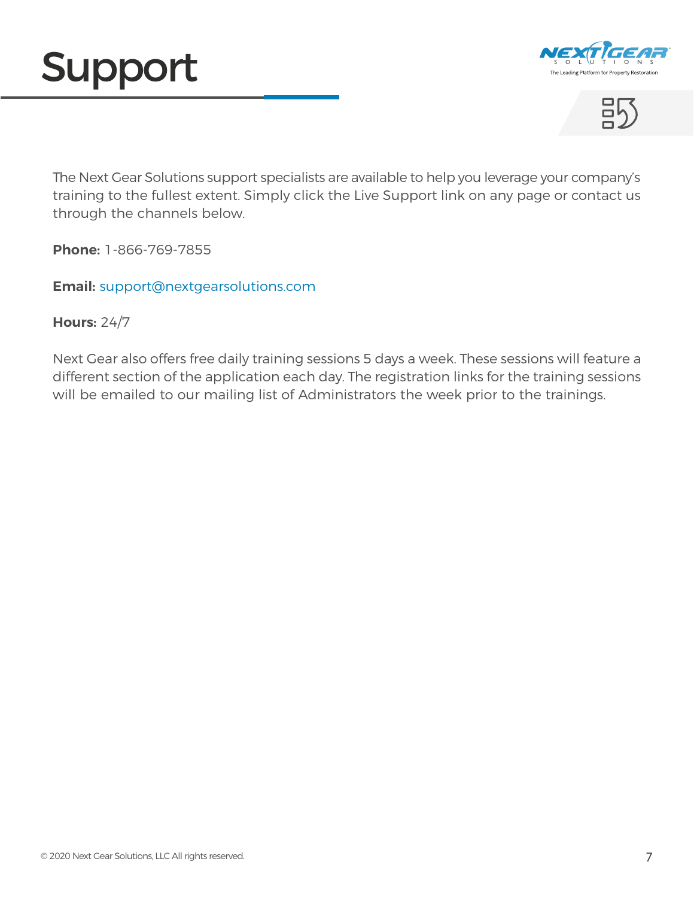# Support

The Next Gear Solutions support specialists are available to help you leverage your company's training to the fullest extent. Simply click the Live Support link on any page or contact us through the channels below.

**Phone:** 1-866-769-7855

**Email:** support@nextgearsolutions.com

**Hours:** 24/7

Next Gear also offers free daily training sessions 5 days a week. These sessions will feature a different section of the application each day. The registration links for the training sessions will be emailed to our mailing list of Administrators the week prior to the trainings.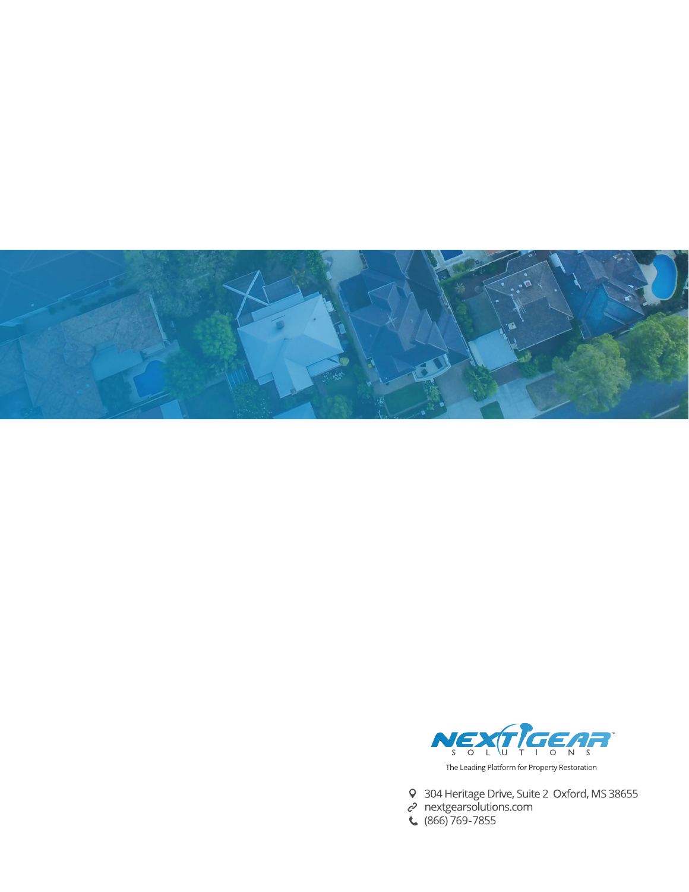NEXTGEAR SOLUTIONS

The Leading Platform for Property Restoration

304 Heritage Drive, Suite 2 Oxford, MS 38655
nextgearsolutions.com
(866) 769-7855